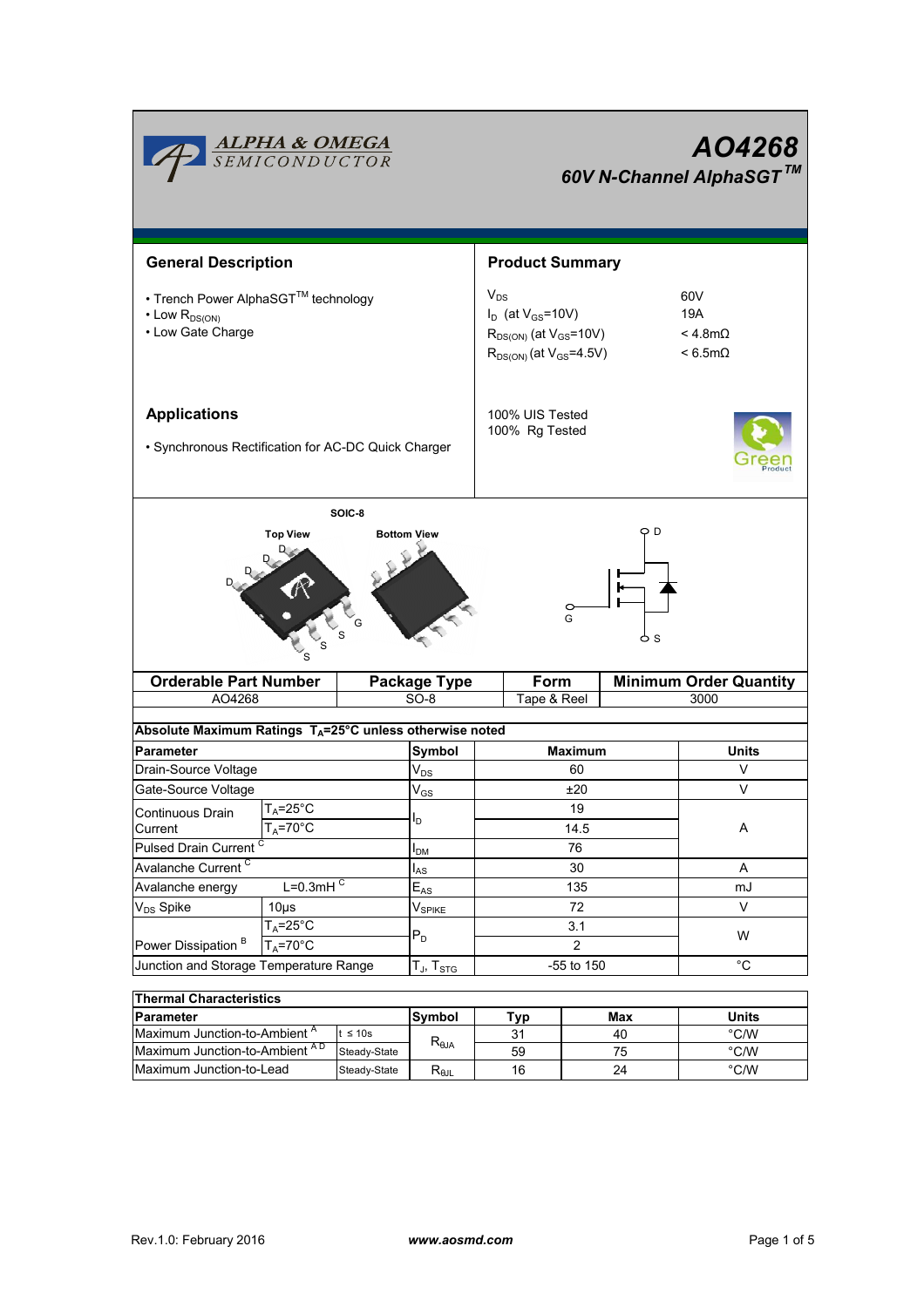# AO4268

## 60V N-Channel AlphaSGT™

## General Description

- Trench Power AlphaSGT™ technology
- Low $R_{DS(ON)}$
- Low Gate Charge

## Product Summary

| | |
|---|---|
| $V_{DS}$ | 60V |
| $I_D$ (at $V_{GS}$=10V) | 19A |
| $R_{DS(ON)}$ (at $V_{GS}$=10V) | < 4.8mΩ |
| $R_{DS(ON)}$ (at $V_{GS}$=4.5V) | < 6.5mΩ |

100% UIS Tested
100% Rg Tested

## Applications

- Synchronous Rectification for AC-DC Quick Charger

SOIC-8

Top View — Bottom View

| Orderable Part Number | Package Type | Form | Minimum Order Quantity |
|---|---|---|---|
| AO4268 | SO-8 | Tape & Reel | 3000 |

**Absolute Maximum Ratings $T_A$=25°C unless otherwise noted**

| Parameter | | Symbol | Maximum | Units |
|---|---|---|---|---|
| Drain-Source Voltage | | $V_{DS}$ | 60 | V |
| Gate-Source Voltage | | $V_{GS}$ | ±20 | V |
| Continuous Drain Current | $T_A$=25°C | $I_D$ | 19 | A |
| | $T_A$=70°C | | 14.5 | |
| Pulsed Drain Current [C] | | $I_{DM}$ | 76 | |
| Avalanche Current [C] | | $I_{AS}$ | 30 | A |
| Avalanche energy | L=0.3mH [C] | $E_{AS}$ | 135 | mJ |
| $V_{DS}$ Spike | 10µs | $V_{SPIKE}$ | 72 | V |
| Power Dissipation [B] | $T_A$=25°C | $P_D$ | 3.1 | W |
| | $T_A$=70°C | | 2 | |
| Junction and Storage Temperature Range | | $T_J$, $T_{STG}$ | -55 to 150 | °C |

**Thermal Characteristics**

| Parameter | | Symbol | Typ | Max | Units |
|---|---|---|---|---|---|
| Maximum Junction-to-Ambient [A] | t ≤ 10s | $R_{\theta JA}$ | 31 | 40 | °C/W |
| Maximum Junction-to-Ambient [A D] | Steady-State | | 59 | 75 | °C/W |
| Maximum Junction-to-Lead | Steady-State | $R_{\theta JL}$ | 16 | 24 | °C/W |

Rev.1.0: February 2016 www.aosmd.com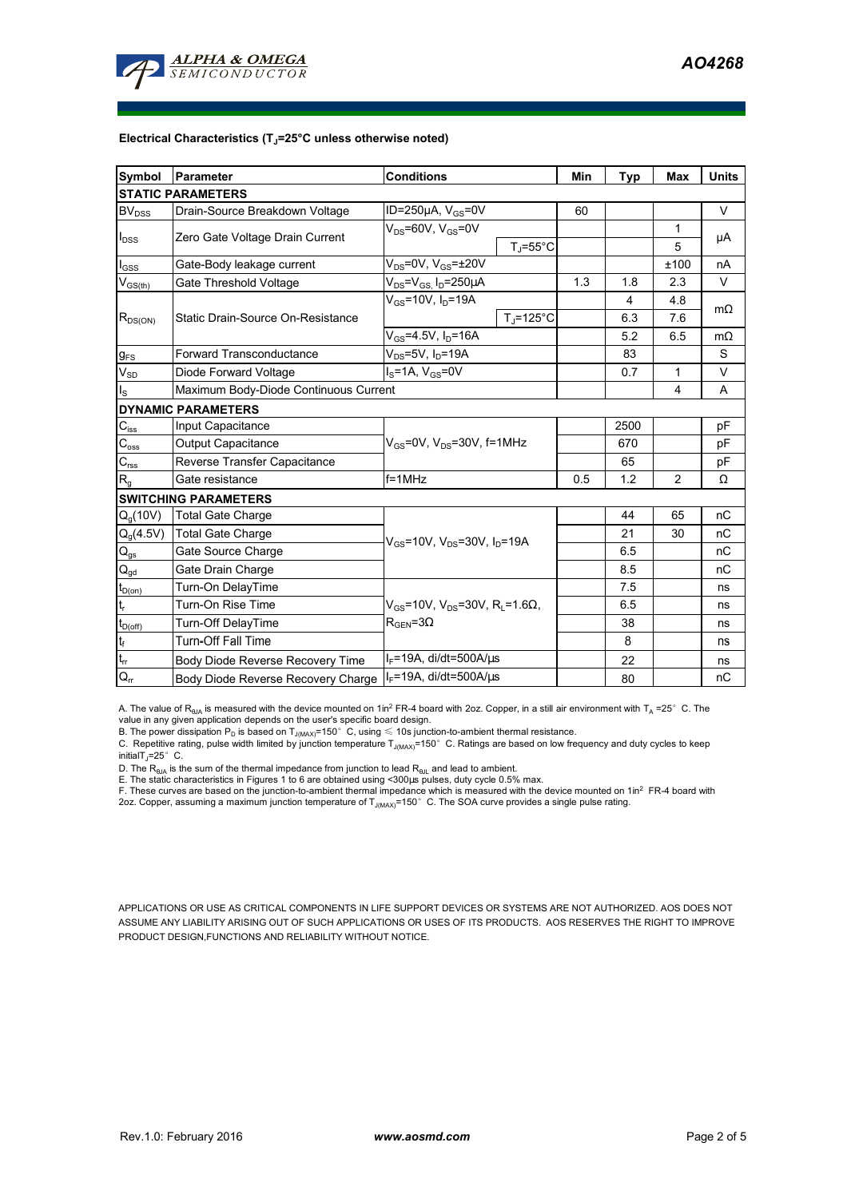**Electrical Characteristics ($T_J$=25°C unless otherwise noted)**

| Symbol | Parameter | Conditions | | Min | Typ | Max | Units |
|---|---|---|---|---|---|---|---|
| **STATIC PARAMETERS** | | | | | | | |
| $BV_{DSS}$ | Drain-Source Breakdown Voltage | ID=250µA, $V_{GS}$=0V | | 60 | | | V |
| $I_{DSS}$ | Zero Gate Voltage Drain Current | $V_{DS}$=60V, $V_{GS}$=0V | | | | 1 | µA |
| | | | $T_J$=55°C | | | 5 | |
| $I_{GSS}$ | Gate-Body leakage current | $V_{DS}$=0V, $V_{GS}$=±20V | | | | ±100 | nA |
| $V_{GS(th)}$ | Gate Threshold Voltage | $V_{DS}$=$V_{GS}$, $I_D$=250µA | | 1.3 | 1.8 | 2.3 | V |
| $R_{DS(ON)}$ | Static Drain-Source On-Resistance | $V_{GS}$=10V, $I_D$=19A | | | 4 | 4.8 | mΩ |
| | | | $T_J$=125°C | | 6.3 | 7.6 | |
| | | $V_{GS}$=4.5V, $I_D$=16A | | | 5.2 | 6.5 | mΩ |
| $g_{FS}$ | Forward Transconductance | $V_{DS}$=5V, $I_D$=19A | | | 83 | | S |
| $V_{SD}$ | Diode Forward Voltage | $I_S$=1A, $V_{GS}$=0V | | | 0.7 | 1 | V |
| $I_S$ | Maximum Body-Diode Continuous Current | | | | | 4 | A |
| **DYNAMIC PARAMETERS** | | | | | | | |
| $C_{iss}$ | Input Capacitance | $V_{GS}$=0V, $V_{DS}$=30V, f=1MHz | | | 2500 | | pF |
| $C_{oss}$ | Output Capacitance | | | | 670 | | pF |
| $C_{rss}$ | Reverse Transfer Capacitance | | | | 65 | | pF |
| $R_g$ | Gate resistance | f=1MHz | | 0.5 | 1.2 | 2 | Ω |
| **SWITCHING PARAMETERS** | | | | | | | |
| $Q_g$(10V) | Total Gate Charge | $V_{GS}$=10V, $V_{DS}$=30V, $I_D$=19A | | | 44 | 65 | nC |
| $Q_g$(4.5V) | Total Gate Charge | | | | 21 | 30 | nC |
| $Q_{gs}$ | Gate Source Charge | | | | 6.5 | | nC |
| $Q_{gd}$ | Gate Drain Charge | | | | 8.5 | | nC |
| $t_{D(on)}$ | Turn-On DelayTime | $V_{GS}$=10V, $V_{DS}$=30V, $R_L$=1.6Ω, $R_{GEN}$=3Ω | | | 7.5 | | ns |
| $t_r$ | Turn-On Rise Time | | | | 6.5 | | ns |
| $t_{D(off)}$ | Turn-Off DelayTime | | | | 38 | | ns |
| $t_f$ | Turn-Off Fall Time | | | | 8 | | ns |
| $t_{rr}$ | Body Diode Reverse Recovery Time | $I_F$=19A, di/dt=500A/µs | | | 22 | | ns |
| $Q_{rr}$ | Body Diode Reverse Recovery Charge | $I_F$=19A, di/dt=500A/µs | | | 80 | | nC |

A. The value of $R_{\theta JA}$ is measured with the device mounted on 1in² FR-4 board with 2oz. Copper, in a still air environment with $T_A$ =25° C. The value in any given application depends on the user's specific board design.

B. The power dissipation $P_D$ is based on $T_{J(MAX)}$=150° C, using ≤ 10s junction-to-ambient thermal resistance.

C. Repetitive rating, pulse width limited by junction temperature $T_{J(MAX)}$=150° C. Ratings are based on low frequency and duty cycles to keep initial $T_J$=25° C.

D. The $R_{\theta JA}$ is the sum of the thermal impedance from junction to lead $R_{\theta JL}$ and lead to ambient.

E. The static characteristics in Figures 1 to 6 are obtained using <300µs pulses, duty cycle 0.5% max.

F. These curves are based on the junction-to-ambient thermal impedance which is measured with the device mounted on 1in² FR-4 board with 2oz. Copper, assuming a maximum junction temperature of $T_{J(MAX)}$=150° C. The SOA curve provides a single pulse rating.

APPLICATIONS OR USE AS CRITICAL COMPONENTS IN LIFE SUPPORT DEVICES OR SYSTEMS ARE NOT AUTHORIZED. AOS DOES NOT ASSUME ANY LIABILITY ARISING OUT OF SUCH APPLICATIONS OR USES OF ITS PRODUCTS. AOS RESERVES THE RIGHT TO IMPROVE PRODUCT DESIGN,FUNCTIONS AND RELIABILITY WITHOUT NOTICE.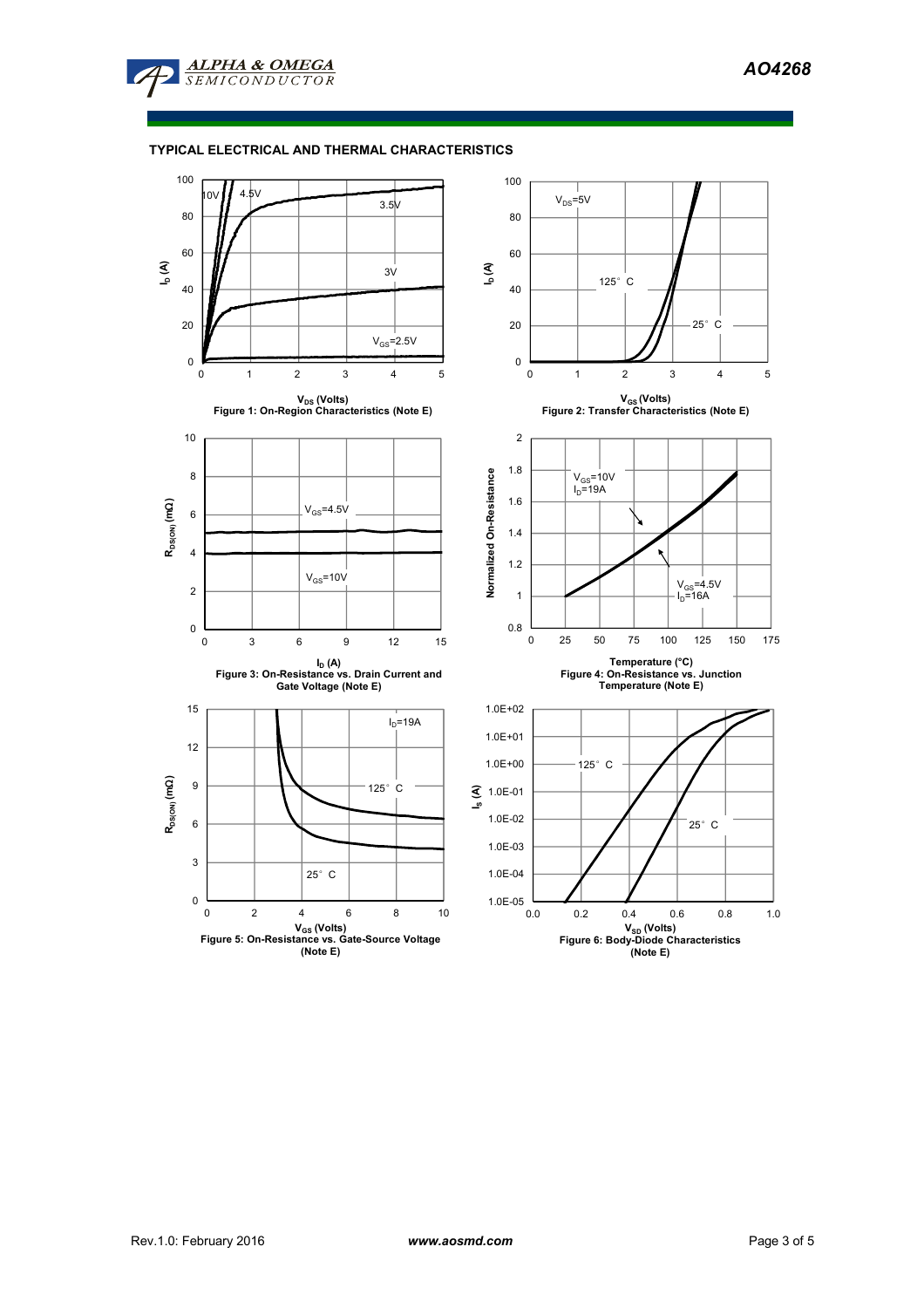## TYPICAL ELECTRICAL AND THERMAL CHARACTERISTICS

Figure 1: On-Region Characteristics (Note E)

Figure 2: Transfer Characteristics (Note E)

Figure 3: On-Resistance vs. Drain Current and Gate Voltage (Note E)

Figure 4: On-Resistance vs. Junction Temperature (Note E)

Figure 5: On-Resistance vs. Gate-Source Voltage (Note E)

Figure 6: Body-Diode Characteristics (Note E)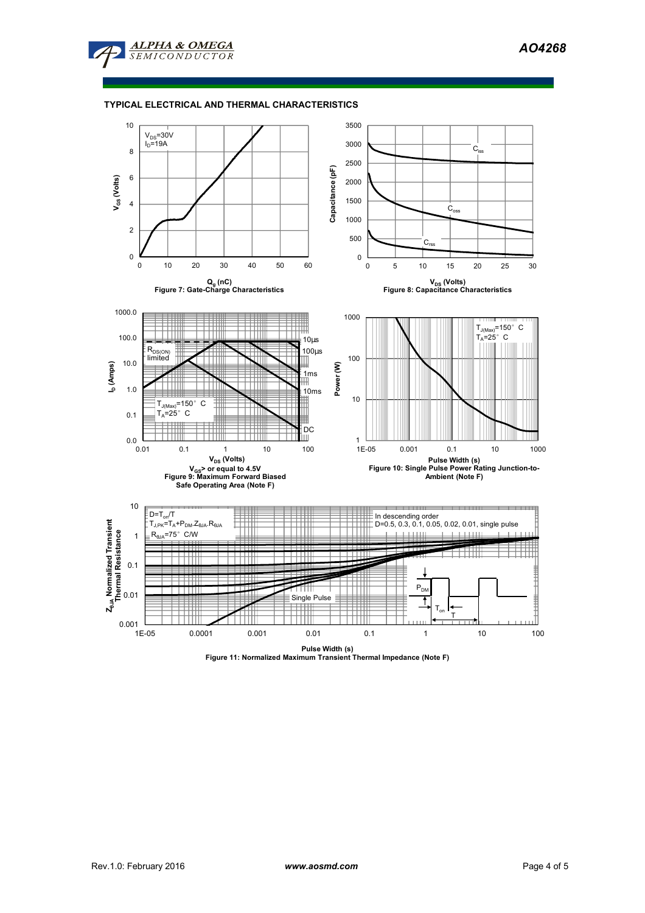## TYPICAL ELECTRICAL AND THERMAL CHARACTERISTICS

$V_{DS}$=30V
$I_D$=19A

$V_{GS}$ (Volts)

$Q_g$ (nC)

Figure 7: Gate-Charge Characteristics

$C_{iss}$

$C_{oss}$

$C_{rss}$

Capacitance (pF)

$V_{DS}$ (Volts)

Figure 8: Capacitance Characteristics

$R_{DS(ON)}$ limited

10µs

100µs

1ms

10ms

DC

$T_{J(Max)}$=150° C
$T_A$=25° C

$I_D$ (Amps)

$V_{DS}$ (Volts)

$V_{GS}$> or equal to 4.5V

Figure 9: Maximum Forward Biased Safe Operating Area (Note F)

$T_{J(Max)}$=150° C
$T_A$=25° C

Power (W)

Pulse Width (s)

Figure 10: Single Pulse Power Rating Junction-to-Ambient (Note F)

$D=T_{on}/T$
$T_{J,PK}=T_A+P_{DM}.Z_{\theta JA}.R_{\theta JA}$
$R_{\theta JA}$=75° C/W

In descending order
D=0.5, 0.3, 0.1, 0.05, 0.02, 0.01, single pulse

Single Pulse

$P_{DM}$

$T_{on}$

T

$Z_{\theta JA}$ Normalized Transient Thermal Resistance

Pulse Width (s)

Figure 11: Normalized Maximum Transient Thermal Impedance (Note F)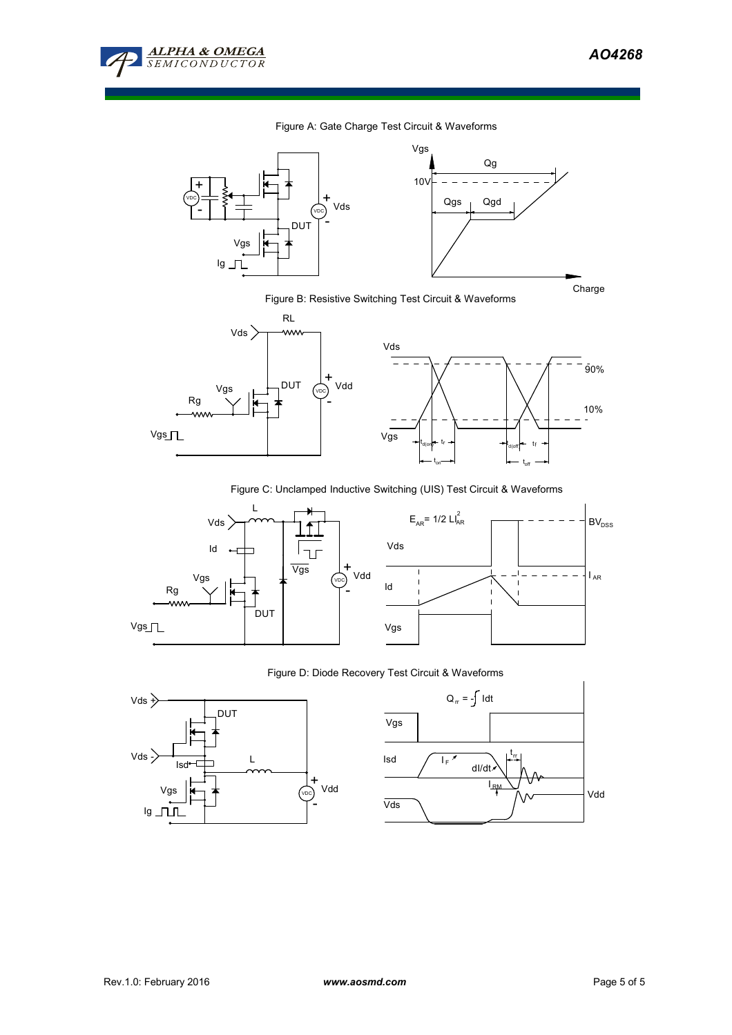Figure A: Gate Charge Test Circuit & Waveforms

VDC
+
-
Vds
DUT
Vgs
Ig

Vgs
Qg
10V
Qgs
Qgd
Charge

Figure B: Resistive Switching Test Circuit & Waveforms

RL
Vds
Vgs
Rg
Vgs
DUT
+
VDC
Vdd
-

Vds
90%
10%
Vgs
$t_{d(on)}$
$t_r$
$t_{on}$
$t_{d(off)}$
$t_f$
$t_{off}$

Figure C: Unclamped Inductive Switching (UIS) Test Circuit & Waveforms

L
Vds
Id
Vgs
Rg
Vgs
DUT
Vgs
+
VDC
Vdd
-

$E_{AR} = 1/2\ LI_{AR}^2$
$BV_{DSS}$
Vds
Id
$I_{AR}$
Vgs

Figure D: Diode Recovery Test Circuit & Waveforms

Vds +
DUT
Vds -
Isd
L
Vgs
Ig
+
VDC
Vdd
-

$Q_{rr} = -\int Idt$
Vgs
Isd
$I_F$
dI/dt
$t_{rr}$
$I_{RM}$
Vds
Vdd